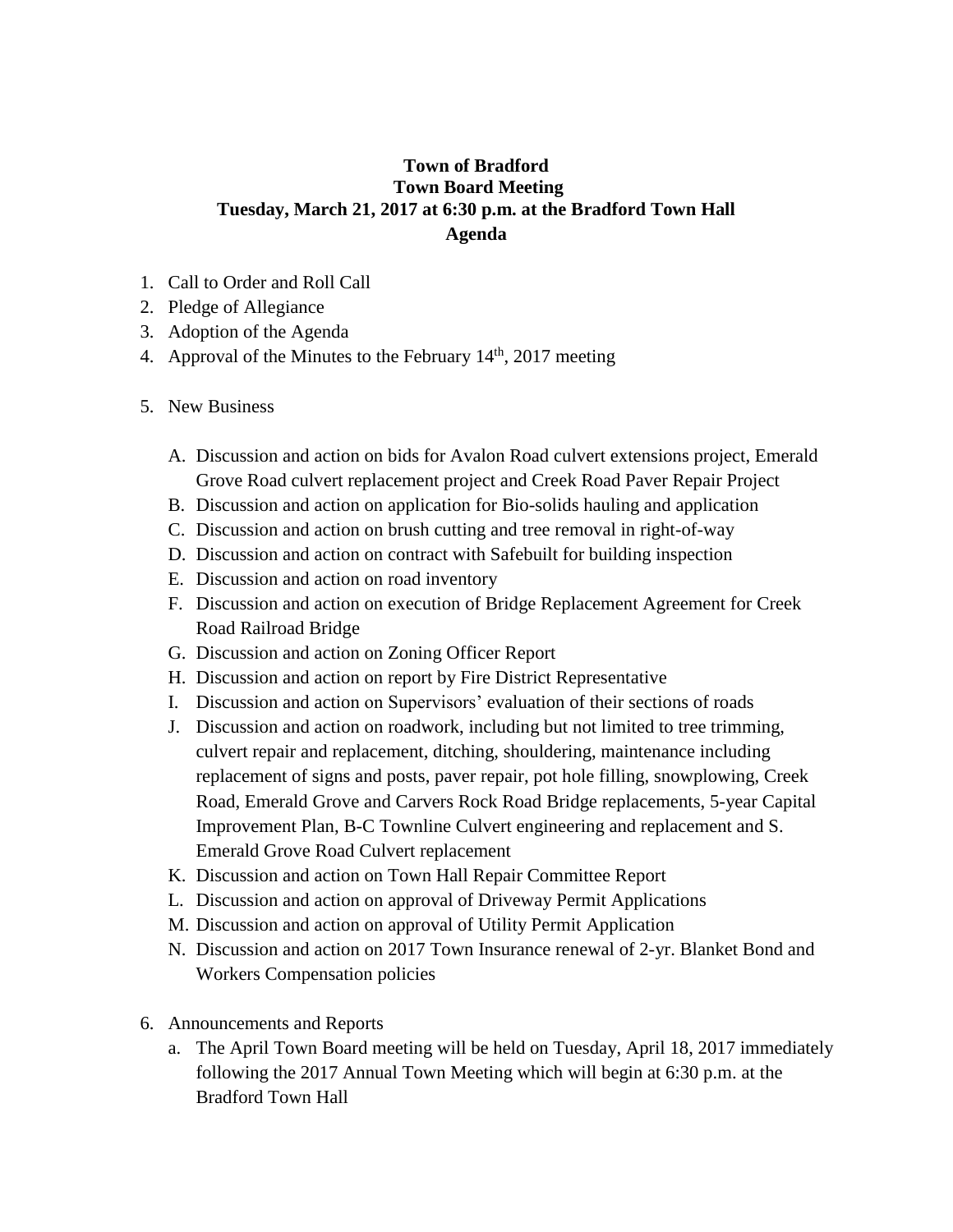**Town of Bradford**
**Town Board Meeting**
**Tuesday, March 21, 2017 at 6:30 p.m. at the Bradford Town Hall**
**Agenda**

1. Call to Order and Roll Call
2. Pledge of Allegiance
3. Adoption of the Agenda
4. Approval of the Minutes to the February 14th, 2017 meeting

5. New Business

   A. Discussion and action on bids for Avalon Road culvert extensions project, Emerald Grove Road culvert replacement project and Creek Road Paver Repair Project
   B. Discussion and action on application for Bio-solids hauling and application
   C. Discussion and action on brush cutting and tree removal in right-of-way
   D. Discussion and action on contract with Safebuilt for building inspection
   E. Discussion and action on road inventory
   F. Discussion and action on execution of Bridge Replacement Agreement for Creek Road Railroad Bridge
   G. Discussion and action on Zoning Officer Report
   H. Discussion and action on report by Fire District Representative
   I. Discussion and action on Supervisors' evaluation of their sections of roads
   J. Discussion and action on roadwork, including but not limited to tree trimming, culvert repair and replacement, ditching, shouldering, maintenance including replacement of signs and posts, paver repair, pot hole filling, snowplowing, Creek Road, Emerald Grove and Carvers Rock Road Bridge replacements, 5-year Capital Improvement Plan, B-C Townline Culvert engineering and replacement and S. Emerald Grove Road Culvert replacement
   K. Discussion and action on Town Hall Repair Committee Report
   L. Discussion and action on approval of Driveway Permit Applications
   M. Discussion and action on approval of Utility Permit Application
   N. Discussion and action on 2017 Town Insurance renewal of 2-yr. Blanket Bond and Workers Compensation policies

6. Announcements and Reports
   a. The April Town Board meeting will be held on Tuesday, April 18, 2017 immediately following the 2017 Annual Town Meeting which will begin at 6:30 p.m. at the Bradford Town Hall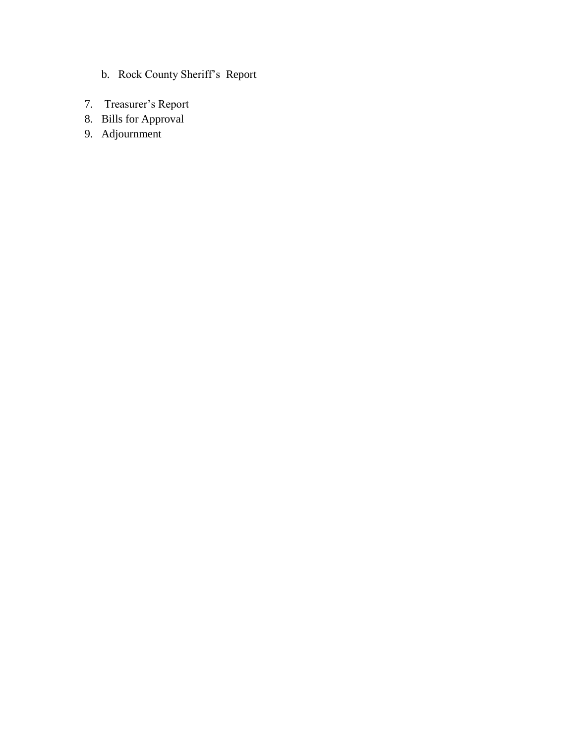b. Rock County Sheriff's Report

7. Treasurer's Report
8. Bills for Approval
9. Adjournment